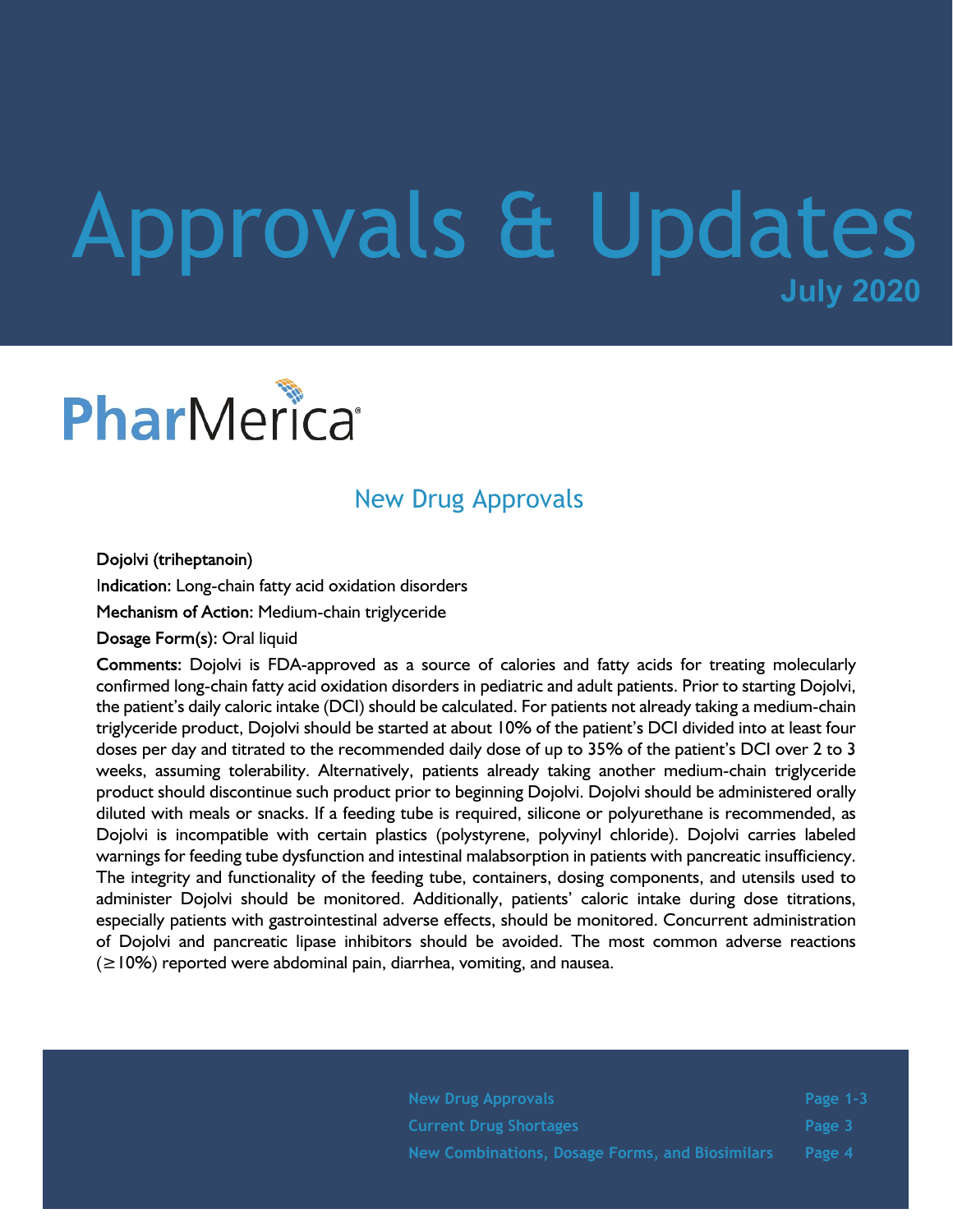# Approvals & Updates

**July 2020**

PharMerica

## New Drug Approvals

**Dojolvi (triheptanoin)**

**Indication:** Long-chain fatty acid oxidation disorders

**Mechanism of Action:** Medium-chain triglyceride

**Dosage Form(s):** Oral liquid

**Comments:** Dojolvi is FDA-approved as a source of calories and fatty acids for treating molecularly confirmed long-chain fatty acid oxidation disorders in pediatric and adult patients. Prior to starting Dojolvi, the patient's daily caloric intake (DCI) should be calculated. For patients not already taking a medium-chain triglyceride product, Dojolvi should be started at about 10% of the patient's DCI divided into at least four doses per day and titrated to the recommended daily dose of up to 35% of the patient's DCI over 2 to 3 weeks, assuming tolerability. Alternatively, patients already taking another medium-chain triglyceride product should discontinue such product prior to beginning Dojolvi. Dojolvi should be administered orally diluted with meals or snacks. If a feeding tube is required, silicone or polyurethane is recommended, as Dojolvi is incompatible with certain plastics (polystyrene, polyvinyl chloride). Dojolvi carries labeled warnings for feeding tube dysfunction and intestinal malabsorption in patients with pancreatic insufficiency. The integrity and functionality of the feeding tube, containers, dosing components, and utensils used to administer Dojolvi should be monitored. Additionally, patients' caloric intake during dose titrations, especially patients with gastrointestinal adverse effects, should be monitored. Concurrent administration of Dojolvi and pancreatic lipase inhibitors should be avoided. The most common adverse reactions (≥10%) reported were abdominal pain, diarrhea, vomiting, and nausea.

| | |
|---|---|
| New Drug Approvals | Page 1-3 |
| Current Drug Shortages | Page 3 |
| New Combinations, Dosage Forms, and Biosimilars | Page 4 |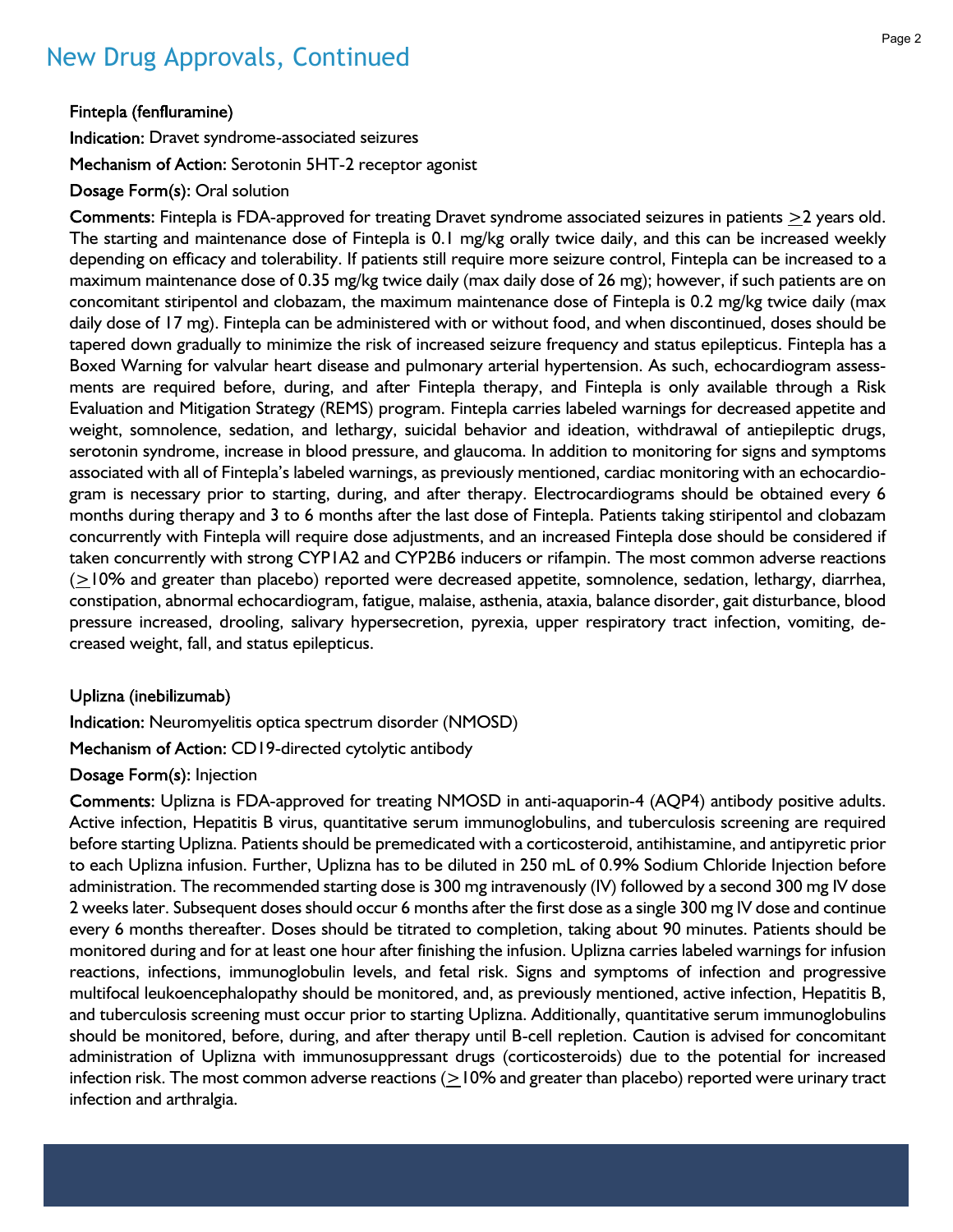# New Drug Approvals, Continued

**Fintepla (fenfluramine)**

**Indication:** Dravet syndrome-associated seizures

**Mechanism of Action:** Serotonin 5HT-2 receptor agonist

**Dosage Form(s):** Oral solution

**Comments:** Fintepla is FDA-approved for treating Dravet syndrome associated seizures in patients ≥2 years old. The starting and maintenance dose of Fintepla is 0.1 mg/kg orally twice daily, and this can be increased weekly depending on efficacy and tolerability. If patients still require more seizure control, Fintepla can be increased to a maximum maintenance dose of 0.35 mg/kg twice daily (max daily dose of 26 mg); however, if such patients are on concomitant stiripentol and clobazam, the maximum maintenance dose of Fintepla is 0.2 mg/kg twice daily (max daily dose of 17 mg). Fintepla can be administered with or without food, and when discontinued, doses should be tapered down gradually to minimize the risk of increased seizure frequency and status epilepticus. Fintepla has a Boxed Warning for valvular heart disease and pulmonary arterial hypertension. As such, echocardiogram assessments are required before, during, and after Fintepla therapy, and Fintepla is only available through a Risk Evaluation and Mitigation Strategy (REMS) program. Fintepla carries labeled warnings for decreased appetite and weight, somnolence, sedation, and lethargy, suicidal behavior and ideation, withdrawal of antiepileptic drugs, serotonin syndrome, increase in blood pressure, and glaucoma. In addition to monitoring for signs and symptoms associated with all of Fintepla's labeled warnings, as previously mentioned, cardiac monitoring with an echocardiogram is necessary prior to starting, during, and after therapy. Electrocardiograms should be obtained every 6 months during therapy and 3 to 6 months after the last dose of Fintepla. Patients taking stiripentol and clobazam concurrently with Fintepla will require dose adjustments, and an increased Fintepla dose should be considered if taken concurrently with strong CYP1A2 and CYP2B6 inducers or rifampin. The most common adverse reactions (≥10% and greater than placebo) reported were decreased appetite, somnolence, sedation, lethargy, diarrhea, constipation, abnormal echocardiogram, fatigue, malaise, asthenia, ataxia, balance disorder, gait disturbance, blood pressure increased, drooling, salivary hypersecretion, pyrexia, upper respiratory tract infection, vomiting, decreased weight, fall, and status epilepticus.

**Uplizna (inebilizumab)**

**Indication:** Neuromyelitis optica spectrum disorder (NMOSD)

**Mechanism of Action:** CD19-directed cytolytic antibody

**Dosage Form(s):** Injection

**Comments:** Uplizna is FDA-approved for treating NMOSD in anti-aquaporin-4 (AQP4) antibody positive adults. Active infection, Hepatitis B virus, quantitative serum immunoglobulins, and tuberculosis screening are required before starting Uplizna. Patients should be premedicated with a corticosteroid, antihistamine, and antipyretic prior to each Uplizna infusion. Further, Uplizna has to be diluted in 250 mL of 0.9% Sodium Chloride Injection before administration. The recommended starting dose is 300 mg intravenously (IV) followed by a second 300 mg IV dose 2 weeks later. Subsequent doses should occur 6 months after the first dose as a single 300 mg IV dose and continue every 6 months thereafter. Doses should be titrated to completion, taking about 90 minutes. Patients should be monitored during and for at least one hour after finishing the infusion. Uplizna carries labeled warnings for infusion reactions, infections, immunoglobulin levels, and fetal risk. Signs and symptoms of infection and progressive multifocal leukoencephalopathy should be monitored, and, as previously mentioned, active infection, Hepatitis B, and tuberculosis screening must occur prior to starting Uplizna. Additionally, quantitative serum immunoglobulins should be monitored, before, during, and after therapy until B-cell repletion. Caution is advised for concomitant administration of Uplizna with immunosuppressant drugs (corticosteroids) due to the potential for increased infection risk. The most common adverse reactions (≥10% and greater than placebo) reported were urinary tract infection and arthralgia.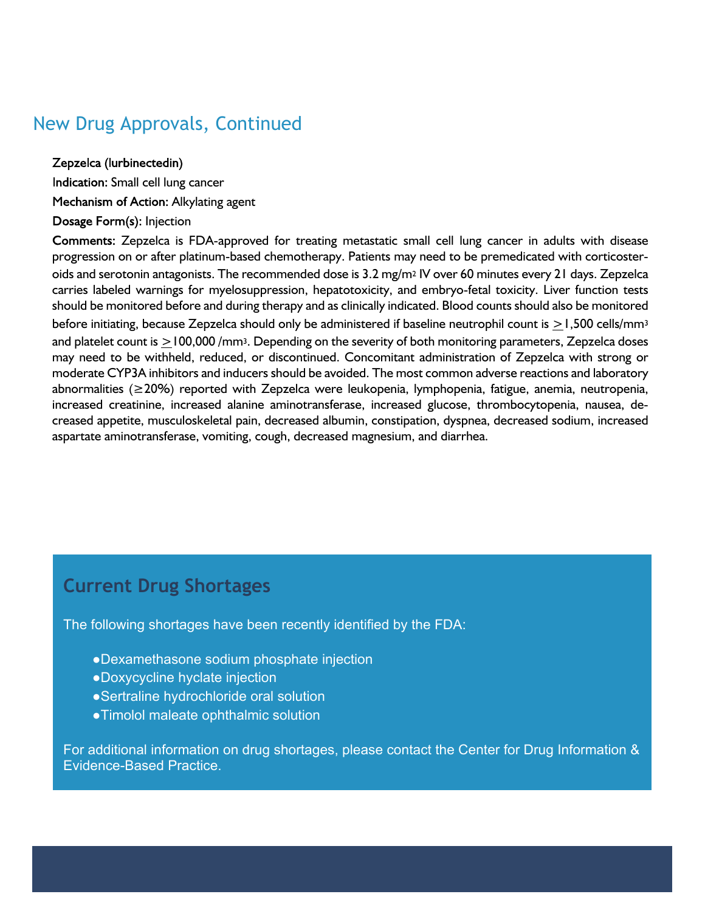## New Drug Approvals, Continued

**Zepzelca (lurbinectedin)**

**Indication:** Small cell lung cancer

**Mechanism of Action:** Alkylating agent

**Dosage Form(s):** Injection

**Comments:** Zepzelca is FDA-approved for treating metastatic small cell lung cancer in adults with disease progression on or after platinum-based chemotherapy. Patients may need to be premedicated with corticosteroids and serotonin antagonists. The recommended dose is 3.2 $mg/m^2$ IV over 60 minutes every 21 days. Zepzelca carries labeled warnings for myelosuppression, hepatotoxicity, and embryo-fetal toxicity. Liver function tests should be monitored before and during therapy and as clinically indicated. Blood counts should also be monitored before initiating, because Zepzelca should only be administered if baseline neutrophil count is $\geq$1,500 $cells/mm^3$ and platelet count is $\geq$100,000 $/mm^3$. Depending on the severity of both monitoring parameters, Zepzelca doses may need to be withheld, reduced, or discontinued. Concomitant administration of Zepzelca with strong or moderate CYP3A inhibitors and inducers should be avoided. The most common adverse reactions and laboratory abnormalities (≥20%) reported with Zepzelca were leukopenia, lymphopenia, fatigue, anemia, neutropenia, increased creatinine, increased alanine aminotransferase, increased glucose, thrombocytopenia, nausea, decreased appetite, musculoskeletal pain, decreased albumin, constipation, dyspnea, decreased sodium, increased aspartate aminotransferase, vomiting, cough, decreased magnesium, and diarrhea.

## Current Drug Shortages

The following shortages have been recently identified by the FDA:

- Dexamethasone sodium phosphate injection
- Doxycycline hyclate injection
- Sertraline hydrochloride oral solution
- Timolol maleate ophthalmic solution

For additional information on drug shortages, please contact the Center for Drug Information & Evidence-Based Practice.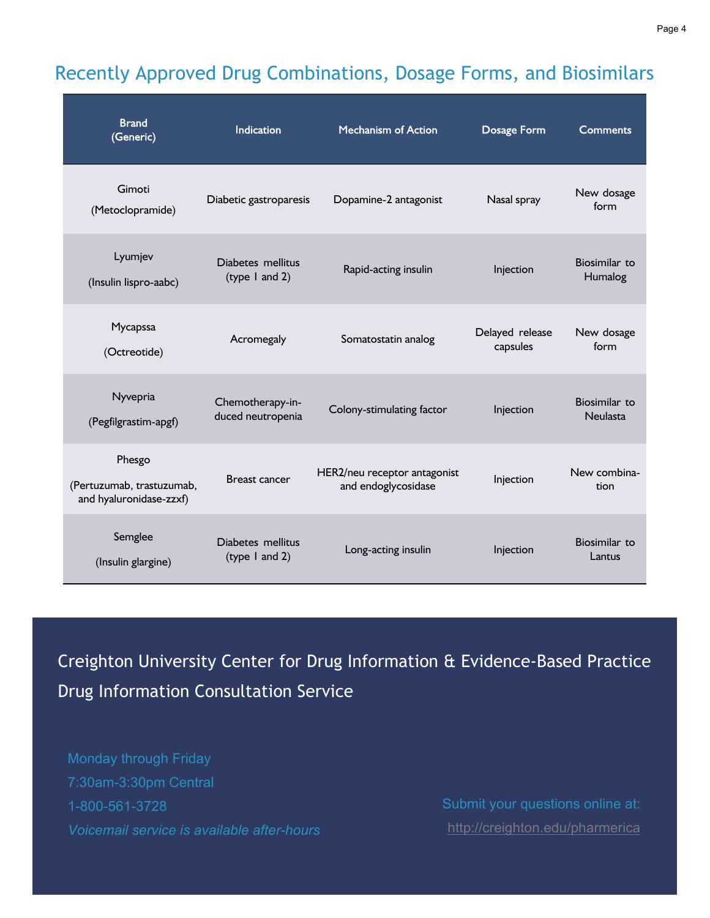## Recently Approved Drug Combinations, Dosage Forms, and Biosimilars

| Brand (Generic) | Indication | Mechanism of Action | Dosage Form | Comments |
|---|---|---|---|---|
| Gimoti (Metoclopramide) | Diabetic gastroparesis | Dopamine-2 antagonist | Nasal spray | New dosage form |
| Lyumjev (Insulin lispro-aabc) | Diabetes mellitus (type 1 and 2) | Rapid-acting insulin | Injection | Biosimilar to Humalog |
| Mycapssa (Octreotide) | Acromegaly | Somatostatin analog | Delayed release capsules | New dosage form |
| Nyvepria (Pegfilgrastim-apgf) | Chemotherapy-induced neutropenia | Colony-stimulating factor | Injection | Biosimilar to Neulasta |
| Phesgo (Pertuzumab, trastuzumab, and hyaluronidase-zzxf) | Breast cancer | HER2/neu receptor antagonist and endoglycosidase | Injection | New combination |
| Semglee (Insulin glargine) | Diabetes mellitus (type 1 and 2) | Long-acting insulin | Injection | Biosimilar to Lantus |

## Creighton University Center for Drug Information & Evidence-Based Practice Drug Information Consultation Service

Monday through Friday

7:30am-3:30pm Central

1-800-561-3728

*Voicemail service is available after-hours*

Submit your questions online at:

http://creighton.edu/pharmerica